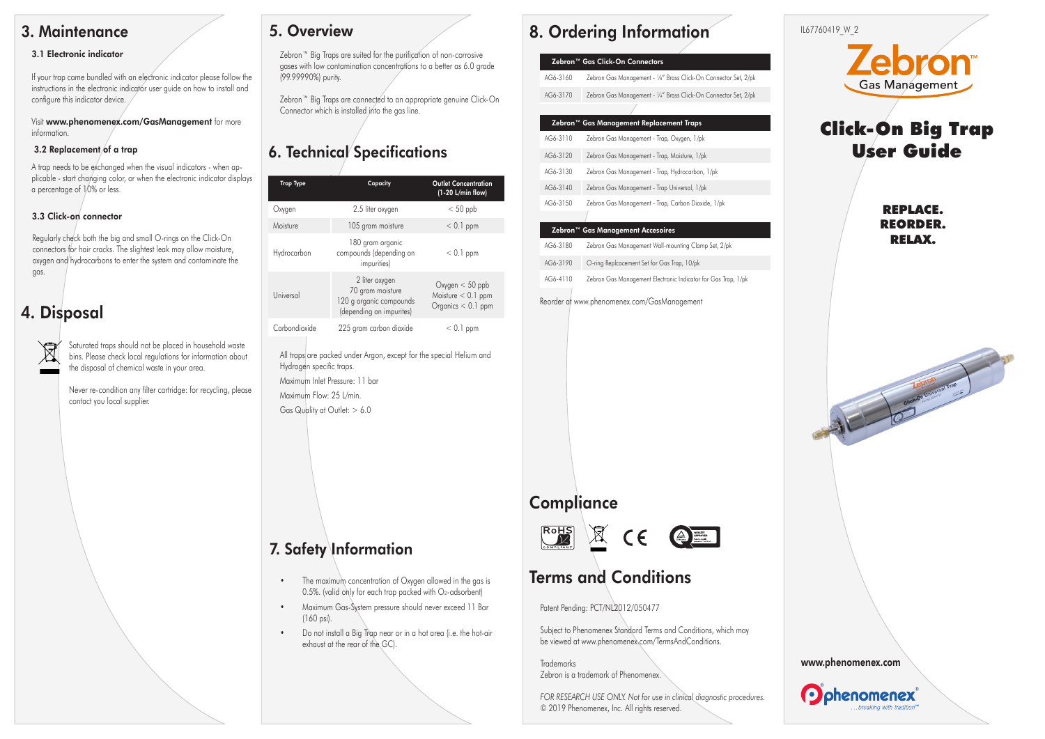IL67760419_W_2

# Zebron™ Gas Management

# Click-On Big Trap User Guide

**REPLACE. REORDER. RELAX.**

## 3. Maintenance

### 3.1 Electronic indicator

If your trap came bundled with an electronic indicator please follow the instructions in the electronic indicator user guide on how to install and configure this indicator device.

Visit **www.phenomenex.com/GasManagement** for more information.

### 3.2 Replacement of a trap

A trap needs to be exchanged when the visual indicators - when applicable - start changing color, or when the electronic indicator displays a percentage of 10% or less.

### 3.3 Click-on connector

Regularly check both the big and small O-rings on the Click-On connectors for hair cracks. The slightest leak may allow moisture, oxygen and hydrocarbons to enter the system and contaminate the gas.

## 4. Disposal

Saturated traps should not be placed in household waste bins. Please check local regulations for information about the disposal of chemical waste in your area.

Never re-condition any filter cartridge: for recycling, please contact you local supplier.

## 5. Overview

Zebron™ Big Traps are suited for the purification of non-corrosive gases with low contamination concentrations to a better as 6.0 grade (99.99990%) purity.

Zebron™ Big Traps are connected to an appropriate genuine Click-On Connector which is installed into the gas line.

## 6. Technical Specifications

| Trap Type | Capacity | Outlet Concentration (1-20 L/min flow) |
|---|---|---|
| Oxygen | 2.5 liter oxygen | < 50 ppb |
| Moisture | 105 gram moisture | < 0.1 ppm |
| Hydrocarbon | 180 gram organic compounds (depending on impurities) | < 0.1 ppm |
| Universal | 2 liter oxygen<br>70 gram moisture<br>120 g organic compounds (depending on impurites) | Oxygen < 50 ppb<br>Moisture < 0.1 ppm<br>Organics < 0.1 ppm |
| Carbondioxide | 225 gram carbon dioxide | < 0.1 ppm |

All traps are packed under Argon, except for the special Helium and Hydrogen specific traps.

Maximum Inlet Pressure: 11 bar

Maximum Flow: 25 L/min.

Gas Quality at Outlet: > 6.0

## 7. Safety Information

- The maximum concentration of Oxygen allowed in the gas is 0.5%. (valid only for each trap packed with $O_2$-adsorbent)
- Maximum Gas-System pressure should never exceed 11 Bar (160 psi).
- Do not install a Big Trap near or in a hot area (i.e. the hot-air exhaust at the rear of the GC).

## 8. Ordering Information

| Zebron™ Gas Click-On Connectors | |
|---|---|
| AG6-3160 | Zebron Gas Management - ⅛" Brass Click-On Connector Set, 2/pk |
| AG6-3170 | Zebron Gas Management - ¼" Brass Click-On Connector Set, 2/pk |

| Zebron™ Gas Management Replacement Traps | |
|---|---|
| AG6-3110 | Zebron Gas Management - Trap, Oxygen, 1/pk |
| AG6-3120 | Zebron Gas Management - Trap, Moisture, 1/pk |
| AG6-3130 | Zebron Gas Management - Trap, Hydrocarbon, 1/pk |
| AG6-3140 | Zebron Gas Management - Trap Universal, 1/pk |
| AG6-3150 | Zebron Gas Management - Trap, Carbon Dioxide, 1/pk |

| Zebron™ Gas Management Accesoires | |
|---|---|
| AG6-3180 | Zebron Gas Management Wall-mounting Clamp Set, 2/pk |
| AG6-3190 | O-ring Replcacement Set for Gas Trap, 10/pk |
| AG6-4110 | Zebron Gas Management Electronic Indicator for Gas Trap, 1/pk |

Reorder at www.phenomenex.com/GasManagement

## Compliance

## Terms and Conditions

Patent Pending: PCT/NL2012/050477

Subject to Phenomenex Standard Terms and Conditions, which may be viewed at www.phenomenex.com/TermsAndConditions.

Trademarks
Zebron is a trademark of Phenomenex.

*FOR RESEARCH USE ONLY. Not for use in clinical diagnostic procedures.*
© 2019 Phenomenex, Inc. All rights reserved.

www.phenomenex.com

phenomenex® ...breaking with tradition™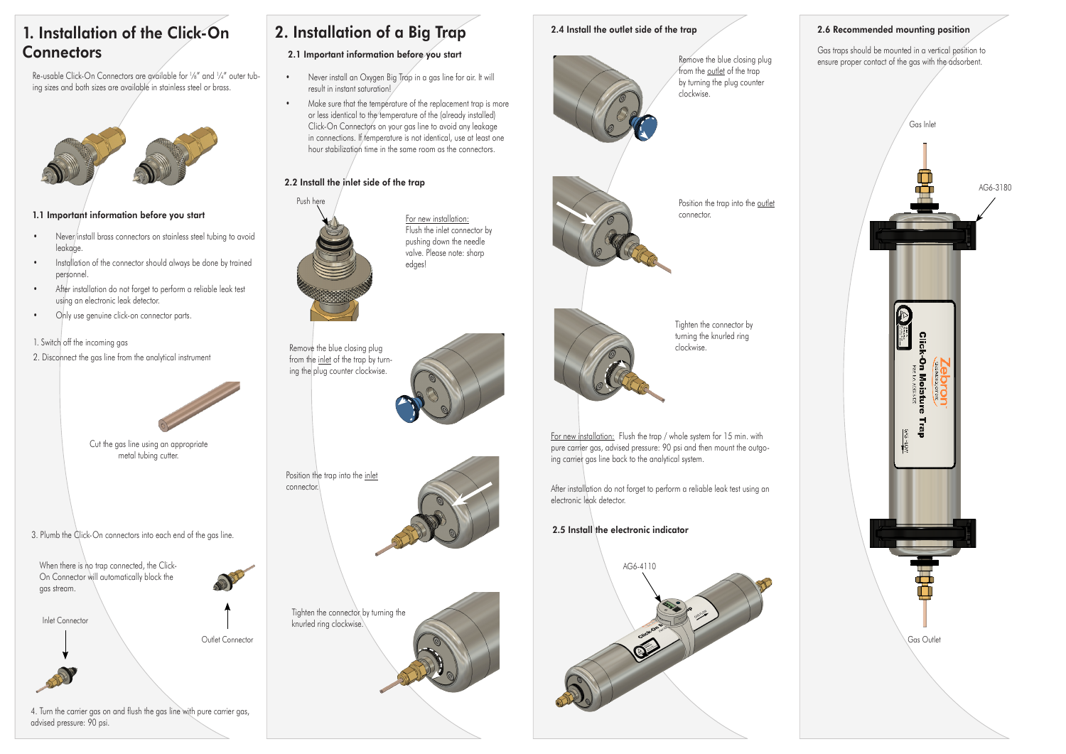# 1. Installation of the Click-On Connectors

Re-usable Click-On Connectors are available for ⅛" and ¼" outer tubing sizes and both sizes are available in stainless steel or brass.

### 1.1 Important information before you start

- Never install brass connectors on stainless steel tubing to avoid leakage.
- Installation of the connector should always be done by trained personnel.
- After installation do not forget to perform a reliable leak test using an electronic leak detector.
- Only use genuine click-on connector parts.

1. Switch off the incoming gas
2. Disconnect the gas line from the analytical instrument

Cut the gas line using an appropriate metal tubing cutter.

3. Plumb the Click-On connectors into each end of the gas line.

When there is no trap connected, the Click-On Connector will automatically block the gas stream.

Inlet Connector

Outlet Connector

4. Turn the carrier gas on and flush the gas line with pure carrier gas, advised pressure: 90 psi.

# 2. Installation of a Big Trap

### 2.1 Important information before you start

- Never install an Oxygen Big Trap in a gas line for air. It will result in instant saturation!
- Make sure that the temperature of the replacement trap is more or less identical to the temperature of the (already installed) Click-On Connectors on your gas line to avoid any leakage in connections. If temperature is not identical, use at least one hour stabilization time in the same room as the connectors.

### 2.2 Install the inlet side of the trap

Push here

For new installation:
Flush the inlet connector by pushing down the needle valve. Please note: sharp edges!

Remove the blue closing plug from the inlet of the trap by turning the plug counter clockwise.

Position the trap into the inlet connector.

Tighten the connector by turning the knurled ring clockwise.

### 2.4 Install the outlet side of the trap

Remove the blue closing plug from the outlet of the trap by turning the plug counter clockwise.

Position the trap into the outlet connector.

Tighten the connector by turning the knurled ring clockwise.

For new installation: Flush the trap / whole system for 15 min. with pure carrier gas, advised pressure: 90 psi and then mount the outgoing carrier gas line back to the analytical system.

After installation do not forget to perform a reliable leak test using an electronic leak detector.

### 2.5 Install the electronic indicator

AG6-4110

### 2.6 Recommended mounting position

Gas traps should be mounted in a vertical position to ensure proper contact of the gas with the adsorbent.

Gas Inlet

AG6-3180

Gas Outlet